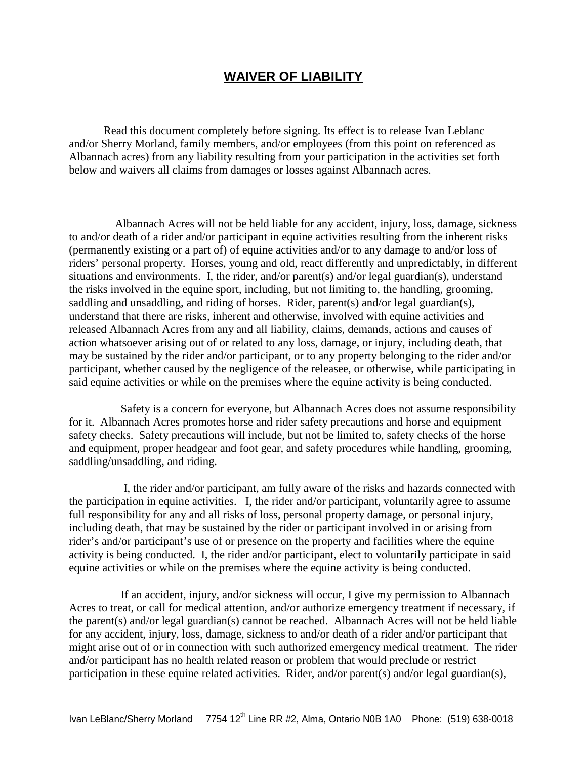# WAIVER OF LIABILITY

Read this document completely before signing. Its effect is to release Ivan Leblanc and/or Sherry Morland, family members, and/or employees (from this point on referenced as Albannach acres) from any liability resulting from your participation in the activities set forth below and waivers all claims from damages or losses against Albannach acres.

Albannach Acres will not be held liable for any accident, injury, loss, damage, sickness to and/or death of a rider and/or participant in equine activities resulting from the inherent risks (permanently existing or a part of) of equine activities and/or to any damage to and/or loss of riders' personal property. Horses, young and old, react differently and unpredictably, in different situations and environments. I, the rider, and/or parent(s) and/or legal guardian(s), understand the risks involved in the equine sport, including, but not limiting to, the handling, grooming, saddling and unsaddling, and riding of horses. Rider, parent(s) and/or legal guardian(s), understand that there are risks, inherent and otherwise, involved with equine activities and released Albannach Acres from any and all liability, claims, demands, actions and causes of action whatsoever arising out of or related to any loss, damage, or injury, including death, that may be sustained by the rider and/or participant, or to any property belonging to the rider and/or participant, whether caused by the negligence of the releasee, or otherwise, while participating in said equine activities or while on the premises where the equine activity is being conducted.

Safety is a concern for everyone, but Albannach Acres does not assume responsibility for it. Albannach Acres promotes horse and rider safety precautions and horse and equipment safety checks. Safety precautions will include, but not be limited to, safety checks of the horse and equipment, proper headgear and foot gear, and safety procedures while handling, grooming, saddling/unsaddling, and riding.

I, the rider and/or participant, am fully aware of the risks and hazards connected with the participation in equine activities. I, the rider and/or participant, voluntarily agree to assume full responsibility for any and all risks of loss, personal property damage, or personal injury, including death, that may be sustained by the rider or participant involved in or arising from rider's and/or participant's use of or presence on the property and facilities where the equine activity is being conducted. I, the rider and/or participant, elect to voluntarily participate in said equine activities or while on the premises where the equine activity is being conducted.

If an accident, injury, and/or sickness will occur, I give my permission to Albannach Acres to treat, or call for medical attention, and/or authorize emergency treatment if necessary, if the parent(s) and/or legal guardian(s) cannot be reached. Albannach Acres will not be held liable for any accident, injury, loss, damage, sickness to and/or death of a rider and/or participant that might arise out of or in connection with such authorized emergency medical treatment. The rider and/or participant has no health related reason or problem that would preclude or restrict participation in these equine related activities. Rider, and/or parent(s) and/or legal guardian(s),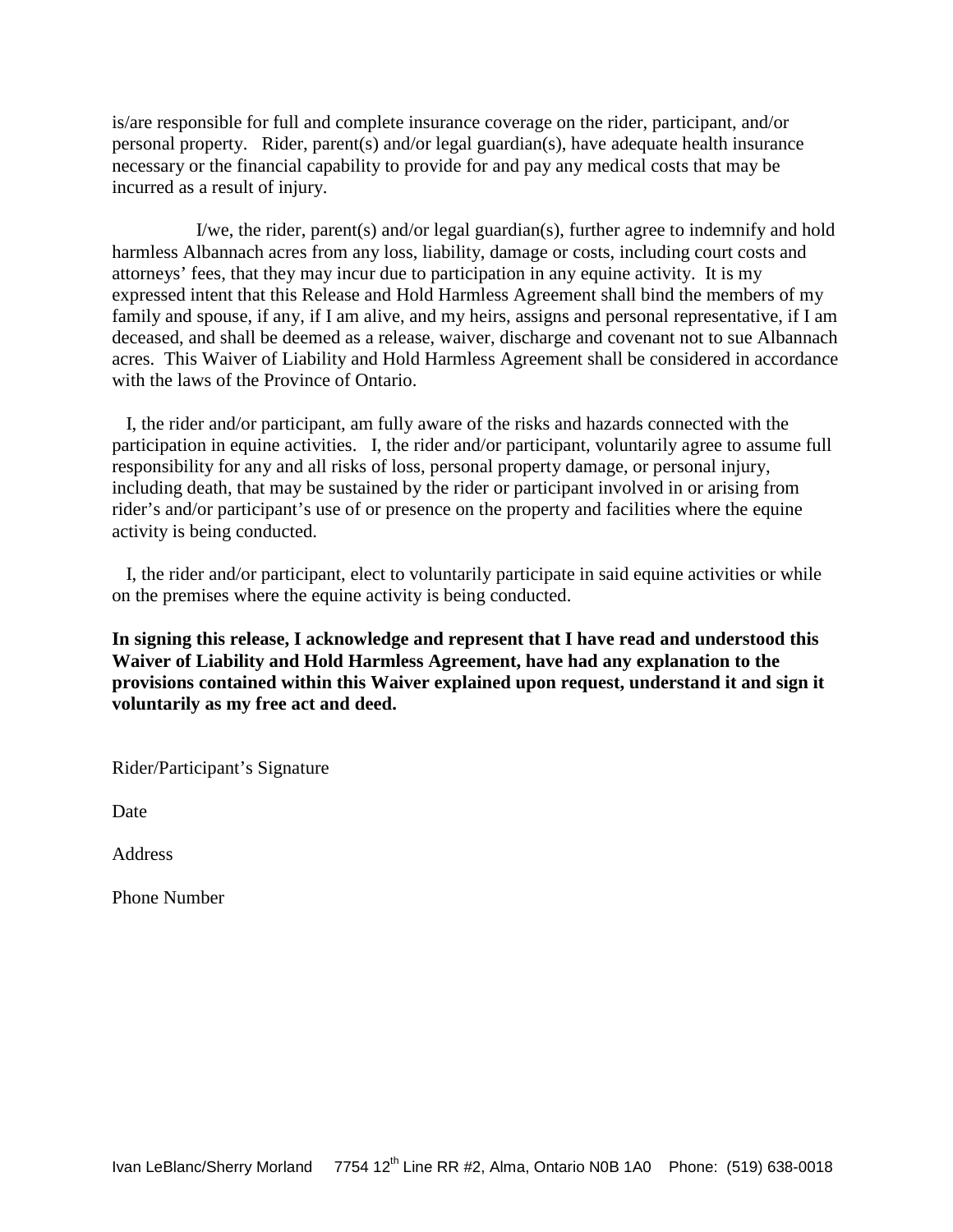is/are responsible for full and complete insurance coverage on the rider, participant, and/or personal property. Rider, parent(s) and/or legal guardian(s), have adequate health insurance necessary or the financial capability to provide for and pay any medical costs that may be incurred as a result of injury.

I/we, the rider, parent(s) and/or legal guardian(s), further agree to indemnify and hold harmless Albannach acres from any loss, liability, damage or costs, including court costs and attorneys' fees, that they may incur due to participation in any equine activity. It is my expressed intent that this Release and Hold Harmless Agreement shall bind the members of my family and spouse, if any, if I am alive, and my heirs, assigns and personal representative, if I am deceased, and shall be deemed as a release, waiver, discharge and covenant not to sue Albannach acres. This Waiver of Liability and Hold Harmless Agreement shall be considered in accordance with the laws of the Province of Ontario.

I, the rider and/or participant, am fully aware of the risks and hazards connected with the participation in equine activities. I, the rider and/or participant, voluntarily agree to assume full responsibility for any and all risks of loss, personal property damage, or personal injury, including death, that may be sustained by the rider or participant involved in or arising from rider's and/or participant's use of or presence on the property and facilities where the equine activity is being conducted.

I, the rider and/or participant, elect to voluntarily participate in said equine activities or while on the premises where the equine activity is being conducted.

**In signing this release, I acknowledge and represent that I have read and understood this Waiver of Liability and Hold Harmless Agreement, have had any explanation to the provisions contained within this Waiver explained upon request, understand it and sign it voluntarily as my free act and deed.**

Rider/Participant's Signature

Date

Address

Phone Number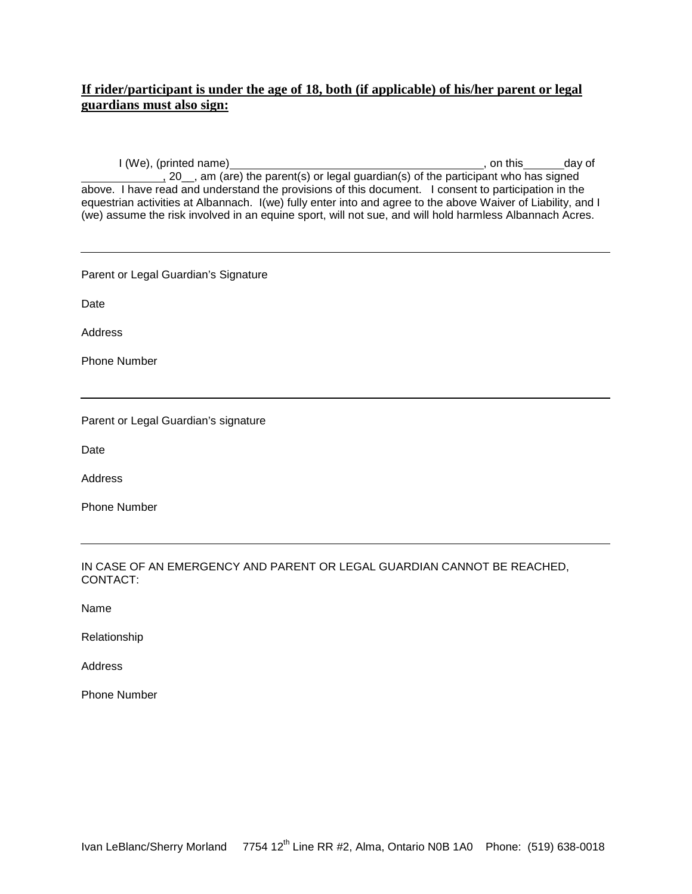**If rider/participant is under the age of 18, both (if applicable) of his/her parent or legal guardians must also sign:**

I (We), (printed name)________________________________________, on this______day of _____________, 20__, am (are) the parent(s) or legal guardian(s) of the participant who has signed above. I have read and understand the provisions of this document. I consent to participation in the equestrian activities at Albannach. I(we) fully enter into and agree to the above Waiver of Liability, and I (we) assume the risk involved in an equine sport, will not sue, and will hold harmless Albannach Acres.

---

Parent or Legal Guardian's Signature

Date

Address

Phone Number

---

Parent or Legal Guardian's signature

Date

Address

Phone Number

---

IN CASE OF AN EMERGENCY AND PARENT OR LEGAL GUARDIAN CANNOT BE REACHED, CONTACT:

Name

Relationship

Address

Phone Number

Ivan LeBlanc/Sherry Morland 7754 12th Line RR #2, Alma, Ontario N0B 1A0 Phone: (519) 638-0018